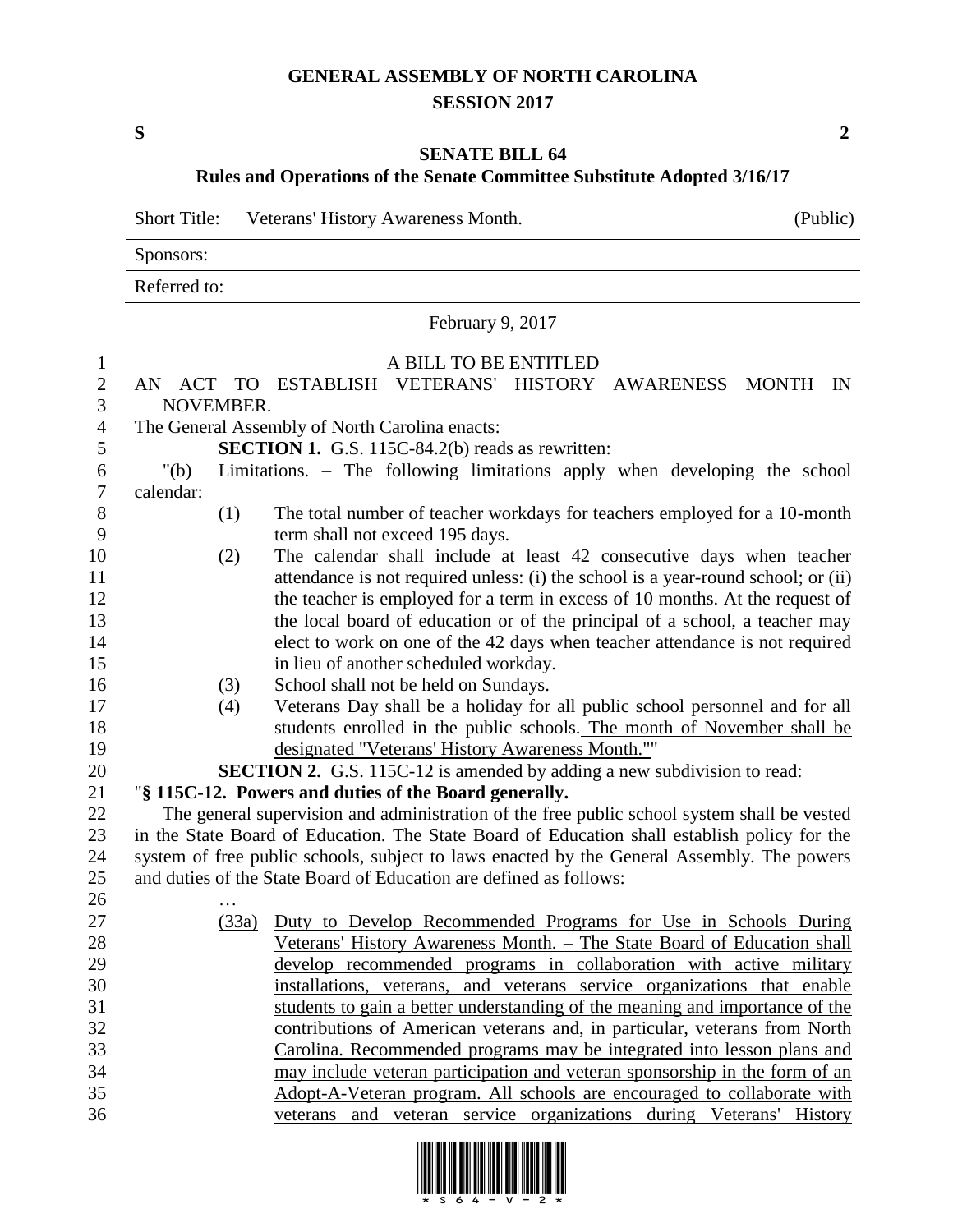# GENERAL ASSEMBLY OF NORTH CAROLINA
## SESSION 2017

**S** **2**

## SENATE BILL 64
### Rules and Operations of the Senate Committee Substitute Adopted 3/16/17

Short Title: Veterans' History Awareness Month. (Public)

Sponsors:

Referred to:

February 9, 2017

A BILL TO BE ENTITLED

AN ACT TO ESTABLISH VETERANS' HISTORY AWARENESS MONTH IN NOVEMBER.

The General Assembly of North Carolina enacts:

**SECTION 1.** G.S. 115C-84.2(b) reads as rewritten:

"(b) Limitations. – The following limitations apply when developing the school calendar:

(1) The total number of teacher workdays for teachers employed for a 10-month term shall not exceed 195 days.

(2) The calendar shall include at least 42 consecutive days when teacher attendance is not required unless: (i) the school is a year-round school; or (ii) the teacher is employed for a term in excess of 10 months. At the request of the local board of education or of the principal of a school, a teacher may elect to work on one of the 42 days when teacher attendance is not required in lieu of another scheduled workday.

(3) School shall not be held on Sundays.

(4) Veterans Day shall be a holiday for all public school personnel and for all students enrolled in the public schools. <u>The month of November shall be designated "Veterans' History Awareness Month."</u>"

**SECTION 2.** G.S. 115C-12 is amended by adding a new subdivision to read:

"**§ 115C-12. Powers and duties of the Board generally.**

The general supervision and administration of the free public school system shall be vested in the State Board of Education. The State Board of Education shall establish policy for the system of free public schools, subject to laws enacted by the General Assembly. The powers and duties of the State Board of Education are defined as follows:

…

<u>(33a) Duty to Develop Recommended Programs for Use in Schools During Veterans' History Awareness Month. – The State Board of Education shall develop recommended programs in collaboration with active military installations, veterans, and veterans service organizations that enable students to gain a better understanding of the meaning and importance of the contributions of American veterans and, in particular, veterans from North Carolina. Recommended programs may be integrated into lesson plans and may include veteran participation and veteran sponsorship in the form of an Adopt-A-Veteran program. All schools are encouraged to collaborate with veterans and veteran service organizations during Veterans' History</u>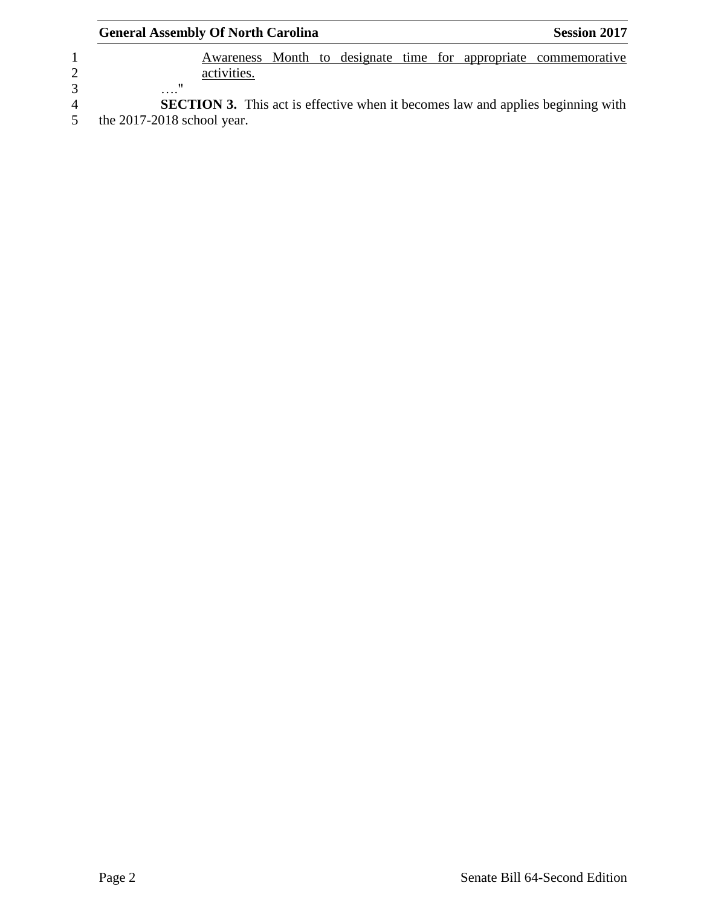Awareness Month to designate time for appropriate commemorative activities.

…."

**SECTION 3.** This act is effective when it becomes law and applies beginning with the 2017-2018 school year.